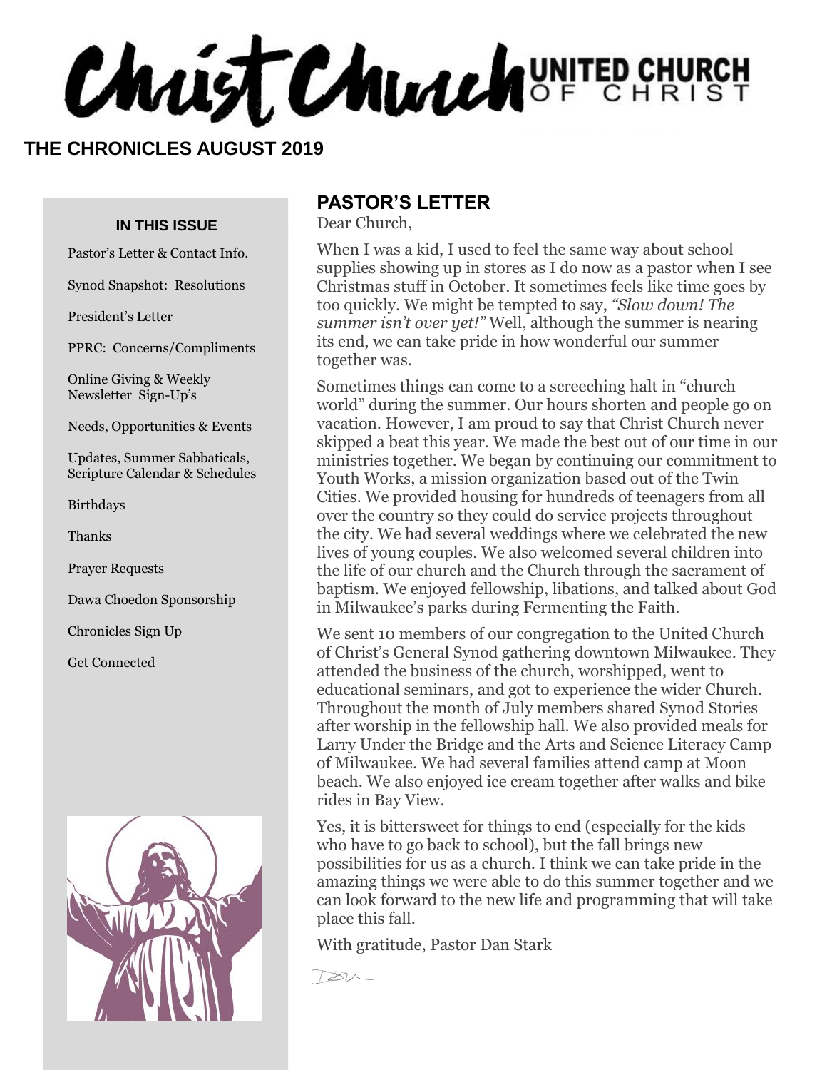# Christ Church UNITED CHURCH OF CHRIST

**THE CHRONICLES AUGUST 2019**

**IN THIS ISSUE**

- Pastor's Letter & Contact Info.
- Synod Snapshot: Resolutions
- President's Letter
- PPRC: Concerns/Compliments
- Online Giving & Weekly Newsletter Sign-Up's
- Needs, Opportunities & Events
- Updates, Summer Sabbaticals, Scripture Calendar & Schedules
- Birthdays
- Thanks
- Prayer Requests
- Dawa Choedon Sponsorship
- Chronicles Sign Up
- Get Connected

## PASTOR'S LETTER

Dear Church,

When I was a kid, I used to feel the same way about school supplies showing up in stores as I do now as a pastor when I see Christmas stuff in October. It sometimes feels like time goes by too quickly. We might be tempted to say, *"Slow down! The summer isn't over yet!"* Well, although the summer is nearing its end, we can take pride in how wonderful our summer together was.

Sometimes things can come to a screeching halt in "church world" during the summer. Our hours shorten and people go on vacation. However, I am proud to say that Christ Church never skipped a beat this year. We made the best out of our time in our ministries together. We began by continuing our commitment to Youth Works, a mission organization based out of the Twin Cities. We provided housing for hundreds of teenagers from all over the country so they could do service projects throughout the city. We had several weddings where we celebrated the new lives of young couples. We also welcomed several children into the life of our church and the Church through the sacrament of baptism. We enjoyed fellowship, libations, and talked about God in Milwaukee's parks during Fermenting the Faith.

We sent 10 members of our congregation to the United Church of Christ's General Synod gathering downtown Milwaukee. They attended the business of the church, worshipped, went to educational seminars, and got to experience the wider Church. Throughout the month of July members shared Synod Stories after worship in the fellowship hall. We also provided meals for Larry Under the Bridge and the Arts and Science Literacy Camp of Milwaukee. We had several families attend camp at Moon beach. We also enjoyed ice cream together after walks and bike rides in Bay View.

Yes, it is bittersweet for things to end (especially for the kids who have to go back to school), but the fall brings new possibilities for us as a church. I think we can take pride in the amazing things we were able to do this summer together and we can look forward to the new life and programming that will take place this fall.

With gratitude, Pastor Dan Stark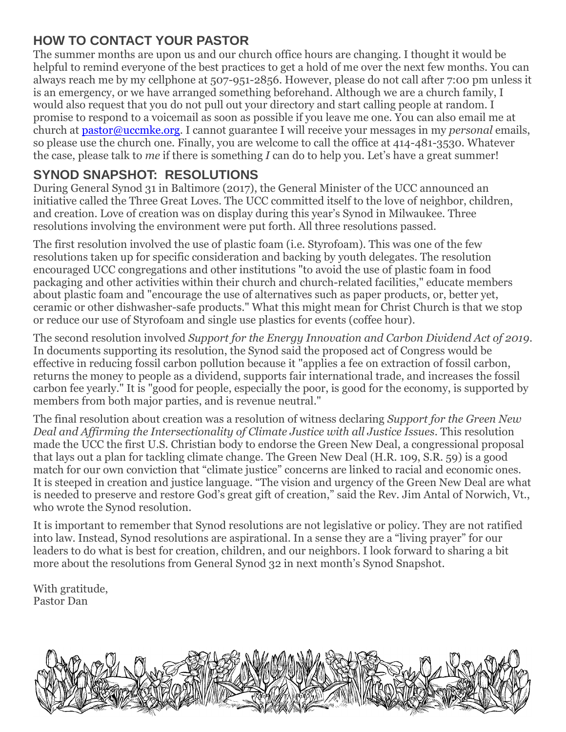## HOW TO CONTACT YOUR PASTOR

The summer months are upon us and our church office hours are changing. I thought it would be helpful to remind everyone of the best practices to get a hold of me over the next few months. You can always reach me by my cellphone at 507-951-2856. However, please do not call after 7:00 pm unless it is an emergency, or we have arranged something beforehand. Although we are a church family, I would also request that you do not pull out your directory and start calling people at random. I promise to respond to a voicemail as soon as possible if you leave me one. You can also email me at church at [pastor@uccmke.org](mailto:pastor@uccmke.org). I cannot guarantee I will receive your messages in my *personal* emails, so please use the church one. Finally, you are welcome to call the office at 414-481-3530. Whatever the case, please talk to *me* if there is something *I* can do to help you. Let's have a great summer!

## SYNOD SNAPSHOT: RESOLUTIONS

During General Synod 31 in Baltimore (2017), the General Minister of the UCC announced an initiative called the Three Great Loves. The UCC committed itself to the love of neighbor, children, and creation. Love of creation was on display during this year's Synod in Milwaukee. Three resolutions involving the environment were put forth. All three resolutions passed.

The first resolution involved the use of plastic foam (i.e. Styrofoam). This was one of the few resolutions taken up for specific consideration and backing by youth delegates. The resolution encouraged UCC congregations and other institutions "to avoid the use of plastic foam in food packaging and other activities within their church and church-related facilities," educate members about plastic foam and "encourage the use of alternatives such as paper products, or, better yet, ceramic or other dishwasher-safe products." What this might mean for Christ Church is that we stop or reduce our use of Styrofoam and single use plastics for events (coffee hour).

The second resolution involved *Support for the Energy Innovation and Carbon Dividend Act of 2019*. In documents supporting its resolution, the Synod said the proposed act of Congress would be effective in reducing fossil carbon pollution because it "applies a fee on extraction of fossil carbon, returns the money to people as a dividend, supports fair international trade, and increases the fossil carbon fee yearly." It is "good for people, especially the poor, is good for the economy, is supported by members from both major parties, and is revenue neutral."

The final resolution about creation was a resolution of witness declaring *Support for the Green New Deal and Affirming the Intersectionality of Climate Justice with all Justice Issues*. This resolution made the UCC the first U.S. Christian body to endorse the Green New Deal, a congressional proposal that lays out a plan for tackling climate change. The Green New Deal (H.R. 109, S.R. 59) is a good match for our own conviction that "climate justice" concerns are linked to racial and economic ones. It is steeped in creation and justice language. "The vision and urgency of the Green New Deal are what is needed to preserve and restore God's great gift of creation," said the Rev. Jim Antal of Norwich, Vt., who wrote the Synod resolution.

It is important to remember that Synod resolutions are not legislative or policy. They are not ratified into law. Instead, Synod resolutions are aspirational. In a sense they are a "living prayer" for our leaders to do what is best for creation, children, and our neighbors. I look forward to sharing a bit more about the resolutions from General Synod 32 in next month's Synod Snapshot.

With gratitude,
Pastor Dan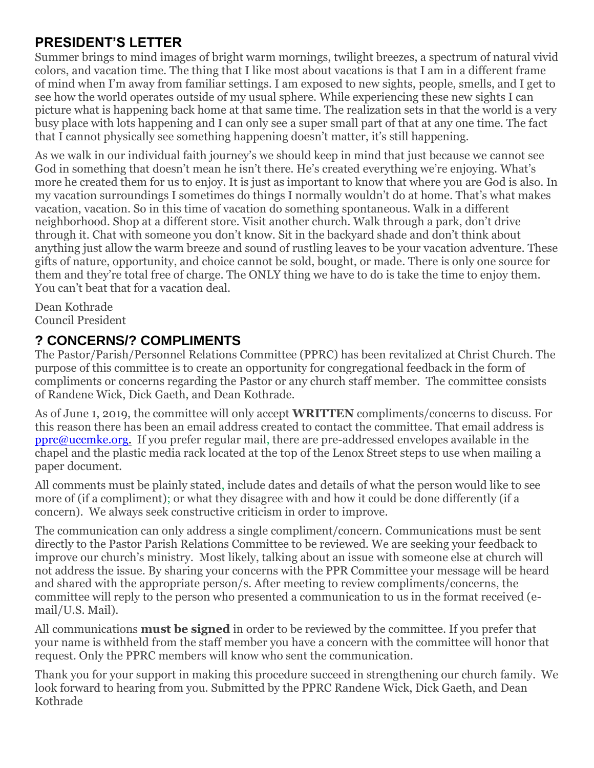## PRESIDENT'S LETTER

Summer brings to mind images of bright warm mornings, twilight breezes, a spectrum of natural vivid colors, and vacation time. The thing that I like most about vacations is that I am in a different frame of mind when I'm away from familiar settings. I am exposed to new sights, people, smells, and I get to see how the world operates outside of my usual sphere. While experiencing these new sights I can picture what is happening back home at that same time. The realization sets in that the world is a very busy place with lots happening and I can only see a super small part of that at any one time. The fact that I cannot physically see something happening doesn't matter, it's still happening.

As we walk in our individual faith journey's we should keep in mind that just because we cannot see God in something that doesn't mean he isn't there. He's created everything we're enjoying. What's more he created them for us to enjoy. It is just as important to know that where you are God is also. In my vacation surroundings I sometimes do things I normally wouldn't do at home. That's what makes vacation, vacation. So in this time of vacation do something spontaneous. Walk in a different neighborhood. Shop at a different store. Visit another church. Walk through a park, don't drive through it. Chat with someone you don't know. Sit in the backyard shade and don't think about anything just allow the warm breeze and sound of rustling leaves to be your vacation adventure. These gifts of nature, opportunity, and choice cannot be sold, bought, or made. There is only one source for them and they're total free of charge. The ONLY thing we have to do is take the time to enjoy them. You can't beat that for a vacation deal.

Dean Kothrade
Council President

## ? CONCERNS/? COMPLIMENTS

The Pastor/Parish/Personnel Relations Committee (PPRC) has been revitalized at Christ Church. The purpose of this committee is to create an opportunity for congregational feedback in the form of compliments or concerns regarding the Pastor or any church staff member. The committee consists of Randene Wick, Dick Gaeth, and Dean Kothrade.

As of June 1, 2019, the committee will only accept **WRITTEN** compliments/concerns to discuss. For this reason there has been an email address created to contact the committee. That email address is pprc@uccmke.org. If you prefer regular mail, there are pre-addressed envelopes available in the chapel and the plastic media rack located at the top of the Lenox Street steps to use when mailing a paper document.

All comments must be plainly stated, include dates and details of what the person would like to see more of (if a compliment); or what they disagree with and how it could be done differently (if a concern). We always seek constructive criticism in order to improve.

The communication can only address a single compliment/concern. Communications must be sent directly to the Pastor Parish Relations Committee to be reviewed. We are seeking your feedback to improve our church's ministry. Most likely, talking about an issue with someone else at church will not address the issue. By sharing your concerns with the PPR Committee your message will be heard and shared with the appropriate person/s. After meeting to review compliments/concerns, the committee will reply to the person who presented a communication to us in the format received (e-mail/U.S. Mail).

All communications **must be signed** in order to be reviewed by the committee. If you prefer that your name is withheld from the staff member you have a concern with the committee will honor that request. Only the PPRC members will know who sent the communication.

Thank you for your support in making this procedure succeed in strengthening our church family. We look forward to hearing from you. Submitted by the PPRC Randene Wick, Dick Gaeth, and Dean Kothrade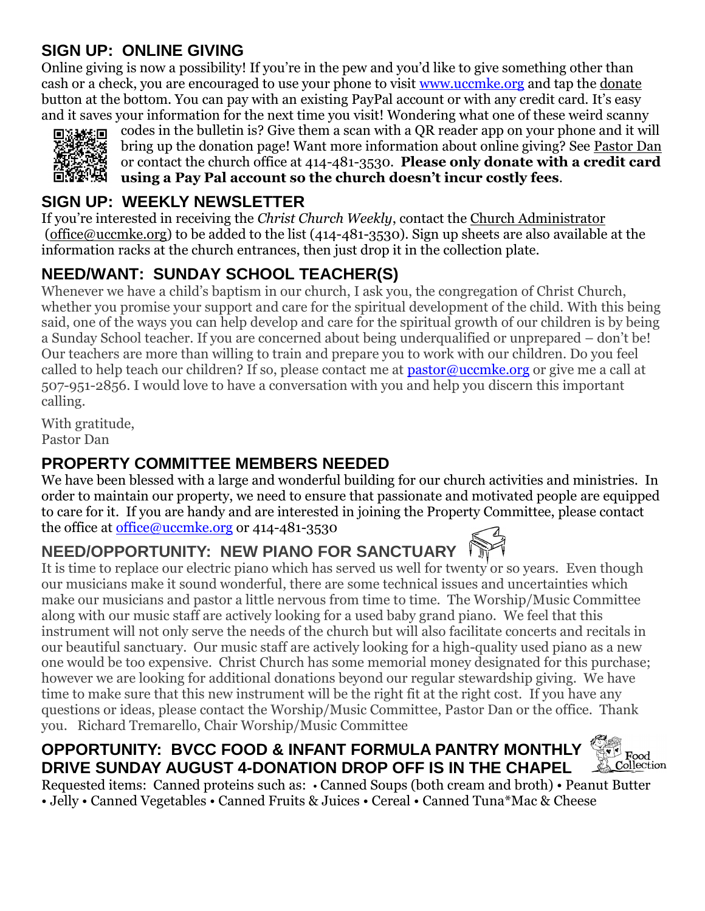## SIGN UP: ONLINE GIVING

Online giving is now a possibility! If you're in the pew and you'd like to give something other than cash or a check, you are encouraged to use your phone to visit www.uccmke.org and tap the donate button at the bottom. You can pay with an existing PayPal account or with any credit card. It's easy and it saves your information for the next time you visit! Wondering what one of these weird scanny codes in the bulletin is? Give them a scan with a QR reader app on your phone and it will bring up the donation page! Want more information about online giving? See Pastor Dan or contact the church office at 414-481-3530. **Please only donate with a credit card using a Pay Pal account so the church doesn't incur costly fees**.

## SIGN UP: WEEKLY NEWSLETTER

If you're interested in receiving the *Christ Church Weekly*, contact the Church Administrator (office@uccmke.org) to be added to the list (414-481-3530). Sign up sheets are also available at the information racks at the church entrances, then just drop it in the collection plate.

## NEED/WANT: SUNDAY SCHOOL TEACHER(S)

Whenever we have a child's baptism in our church, I ask you, the congregation of Christ Church, whether you promise your support and care for the spiritual development of the child. With this being said, one of the ways you can help develop and care for the spiritual growth of our children is by being a Sunday School teacher. If you are concerned about being underqualified or unprepared – don't be! Our teachers are more than willing to train and prepare you to work with our children. Do you feel called to help teach our children? If so, please contact me at pastor@uccmke.org or give me a call at 507-951-2856. I would love to have a conversation with you and help you discern this important calling.

With gratitude,
Pastor Dan

## PROPERTY COMMITTEE MEMBERS NEEDED

We have been blessed with a large and wonderful building for our church activities and ministries. In order to maintain our property, we need to ensure that passionate and motivated people are equipped to care for it. If you are handy and are interested in joining the Property Committee, please contact the office at office@uccmke.org or 414-481-3530

## NEED/OPPORTUNITY: NEW PIANO FOR SANCTUARY

It is time to replace our electric piano which has served us well for twenty or so years. Even though our musicians make it sound wonderful, there are some technical issues and uncertainties which make our musicians and pastor a little nervous from time to time. The Worship/Music Committee along with our music staff are actively looking for a used baby grand piano. We feel that this instrument will not only serve the needs of the church but will also facilitate concerts and recitals in our beautiful sanctuary. Our music staff are actively looking for a high-quality used piano as a new one would be too expensive. Christ Church has some memorial money designated for this purchase; however we are looking for additional donations beyond our regular stewardship giving. We have time to make sure that this new instrument will be the right fit at the right cost. If you have any questions or ideas, please contact the Worship/Music Committee, Pastor Dan or the office. Thank you. Richard Tremarello, Chair Worship/Music Committee

## OPPORTUNITY: BVCC FOOD & INFANT FORMULA PANTRY MONTHLY DRIVE SUNDAY AUGUST 4-DONATION DROP OFF IS IN THE CHAPEL

Requested items: Canned proteins such as: • Canned Soups (both cream and broth) • Peanut Butter • Jelly • Canned Vegetables • Canned Fruits & Juices • Cereal • Canned Tuna*Mac & Cheese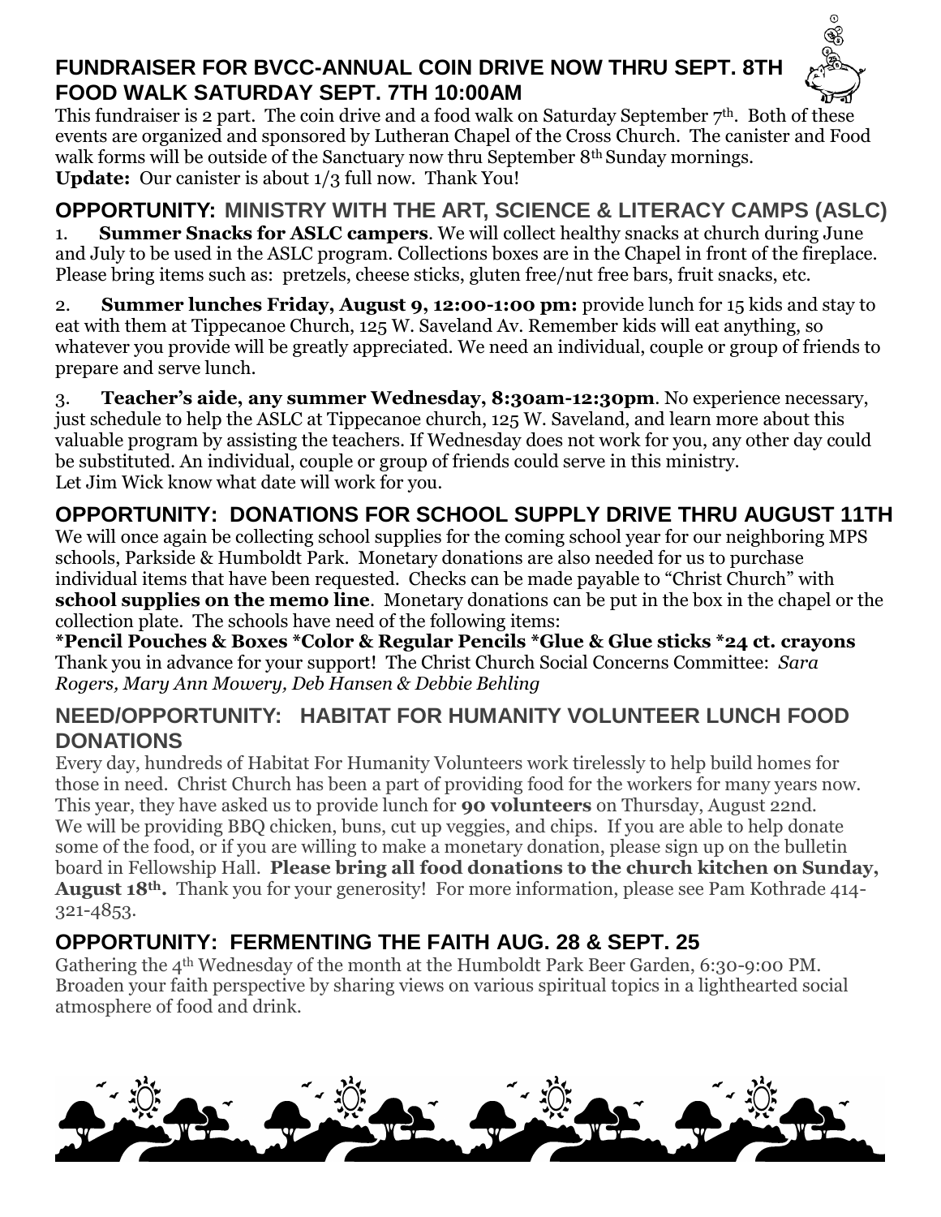## FUNDRAISER FOR BVCC-ANNUAL COIN DRIVE NOW THRU SEPT. 8TH FOOD WALK SATURDAY SEPT. 7TH 10:00AM

This fundraiser is 2 part. The coin drive and a food walk on Saturday September 7th. Both of these events are organized and sponsored by Lutheran Chapel of the Cross Church. The canister and Food walk forms will be outside of the Sanctuary now thru September 8th Sunday mornings.
**Update:** Our canister is about 1/3 full now. Thank You!

## OPPORTUNITY: MINISTRY WITH THE ART, SCIENCE & LITERACY CAMPS (ASLC)

1. **Summer Snacks for ASLC campers**. We will collect healthy snacks at church during June and July to be used in the ASLC program. Collections boxes are in the Chapel in front of the fireplace. Please bring items such as: pretzels, cheese sticks, gluten free/nut free bars, fruit snacks, etc.

2. **Summer lunches Friday, August 9, 12:00-1:00 pm:** provide lunch for 15 kids and stay to eat with them at Tippecanoe Church, 125 W. Saveland Av. Remember kids will eat anything, so whatever you provide will be greatly appreciated. We need an individual, couple or group of friends to prepare and serve lunch.

3. **Teacher's aide, any summer Wednesday, 8:30am-12:30pm**. No experience necessary, just schedule to help the ASLC at Tippecanoe church, 125 W. Saveland, and learn more about this valuable program by assisting the teachers. If Wednesday does not work for you, any other day could be substituted. An individual, couple or group of friends could serve in this ministry.
Let Jim Wick know what date will work for you.

## OPPORTUNITY: DONATIONS FOR SCHOOL SUPPLY DRIVE THRU AUGUST 11TH

We will once again be collecting school supplies for the coming school year for our neighboring MPS schools, Parkside & Humboldt Park. Monetary donations are also needed for us to purchase individual items that have been requested. Checks can be made payable to "Christ Church" with **school supplies on the memo line**. Monetary donations can be put in the box in the chapel or the collection plate. The schools have need of the following items:
**\*Pencil Pouches & Boxes \*Color & Regular Pencils \*Glue & Glue sticks \*24 ct. crayons**
Thank you in advance for your support! The Christ Church Social Concerns Committee: *Sara Rogers, Mary Ann Mowery, Deb Hansen & Debbie Behling*

## NEED/OPPORTUNITY: HABITAT FOR HUMANITY VOLUNTEER LUNCH FOOD DONATIONS

Every day, hundreds of Habitat For Humanity Volunteers work tirelessly to help build homes for those in need. Christ Church has been a part of providing food for the workers for many years now. This year, they have asked us to provide lunch for **90 volunteers** on Thursday, August 22nd. We will be providing BBQ chicken, buns, cut up veggies, and chips. If you are able to help donate some of the food, or if you are willing to make a monetary donation, please sign up on the bulletin board in Fellowship Hall. **Please bring all food donations to the church kitchen on Sunday, August 18th.** Thank you for your generosity! For more information, please see Pam Kothrade 414-321-4853.

## OPPORTUNITY: FERMENTING THE FAITH AUG. 28 & SEPT. 25

Gathering the 4th Wednesday of the month at the Humboldt Park Beer Garden, 6:30-9:00 PM. Broaden your faith perspective by sharing views on various spiritual topics in a lighthearted social atmosphere of food and drink.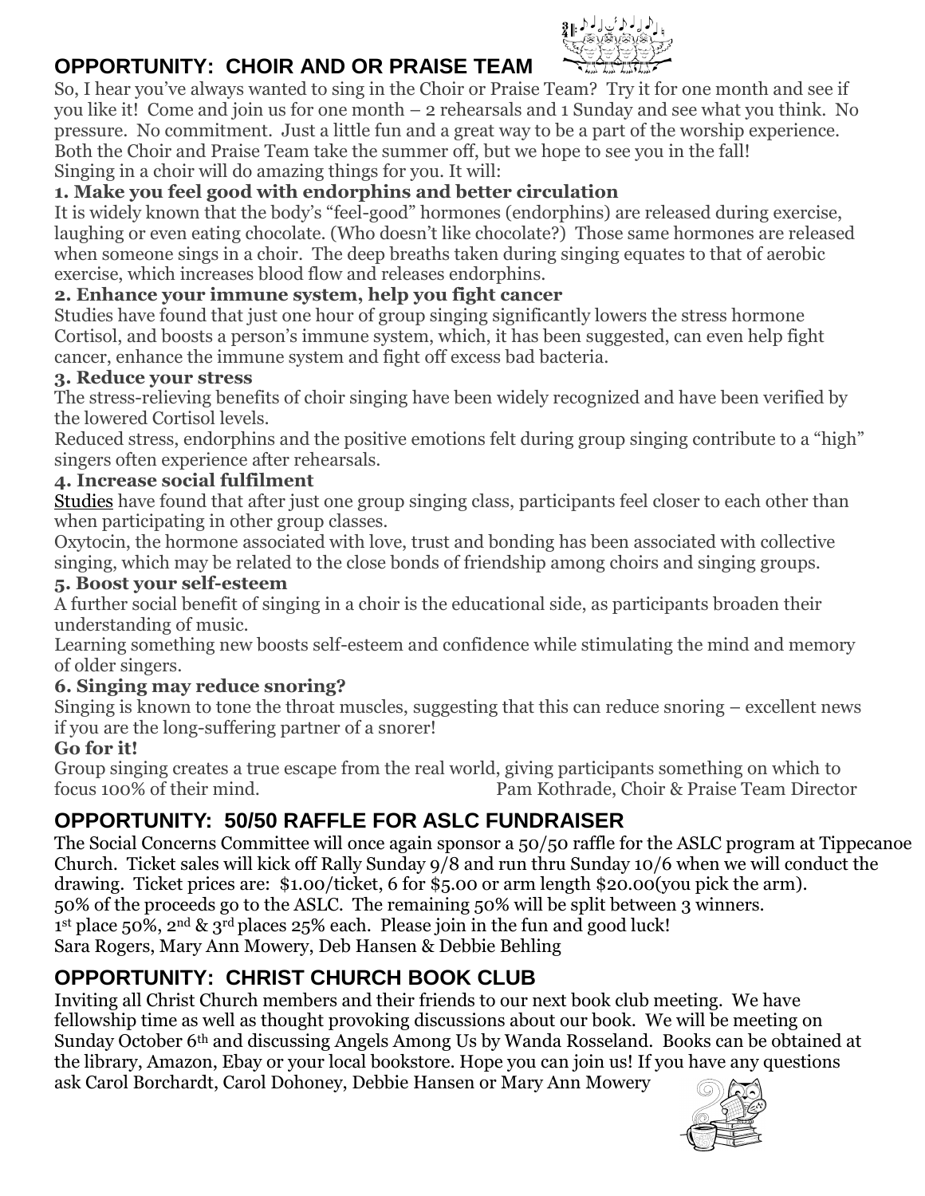## OPPORTUNITY: CHOIR AND OR PRAISE TEAM

So, I hear you've always wanted to sing in the Choir or Praise Team? Try it for one month and see if you like it! Come and join us for one month – 2 rehearsals and 1 Sunday and see what you think. No pressure. No commitment. Just a little fun and a great way to be a part of the worship experience. Both the Choir and Praise Team take the summer off, but we hope to see you in the fall!

Singing in a choir will do amazing things for you. It will:

**1. Make you feel good with endorphins and better circulation**

It is widely known that the body's "feel-good" hormones (endorphins) are released during exercise, laughing or even eating chocolate. (Who doesn't like chocolate?) Those same hormones are released when someone sings in a choir. The deep breaths taken during singing equates to that of aerobic exercise, which increases blood flow and releases endorphins.

**2. Enhance your immune system, help you fight cancer**

Studies have found that just one hour of group singing significantly lowers the stress hormone Cortisol, and boosts a person's immune system, which, it has been suggested, can even help fight cancer, enhance the immune system and fight off excess bad bacteria.

**3. Reduce your stress**

The stress-relieving benefits of choir singing have been widely recognized and have been verified by the lowered Cortisol levels.

Reduced stress, endorphins and the positive emotions felt during group singing contribute to a "high" singers often experience after rehearsals.

**4. Increase social fulfilment**

Studies have found that after just one group singing class, participants feel closer to each other than when participating in other group classes.

Oxytocin, the hormone associated with love, trust and bonding has been associated with collective singing, which may be related to the close bonds of friendship among choirs and singing groups.

**5. Boost your self-esteem**

A further social benefit of singing in a choir is the educational side, as participants broaden their understanding of music.

Learning something new boosts self-esteem and confidence while stimulating the mind and memory of older singers.

**6. Singing may reduce snoring?**

Singing is known to tone the throat muscles, suggesting that this can reduce snoring – excellent news if you are the long-suffering partner of a snorer!

**Go for it!**

Group singing creates a true escape from the real world, giving participants something on which to focus 100% of their mind.

Pam Kothrade, Choir & Praise Team Director

## OPPORTUNITY: 50/50 RAFFLE FOR ASLC FUNDRAISER

The Social Concerns Committee will once again sponsor a 50/50 raffle for the ASLC program at Tippecanoe Church. Ticket sales will kick off Rally Sunday 9/8 and run thru Sunday 10/6 when we will conduct the drawing. Ticket prices are: $1.00/ticket, 6 for $5.00 or arm length $20.00(you pick the arm).

50% of the proceeds go to the ASLC. The remaining 50% will be split between 3 winners.

1st place 50%, 2nd & 3rd places 25% each. Please join in the fun and good luck!

Sara Rogers, Mary Ann Mowery, Deb Hansen & Debbie Behling

## OPPORTUNITY: CHRIST CHURCH BOOK CLUB

Inviting all Christ Church members and their friends to our next book club meeting. We have fellowship time as well as thought provoking discussions about our book. We will be meeting on Sunday October 6th and discussing Angels Among Us by Wanda Rosseland. Books can be obtained at the library, Amazon, Ebay or your local bookstore. Hope you can join us! If you have any questions ask Carol Borchardt, Carol Dohoney, Debbie Hansen or Mary Ann Mowery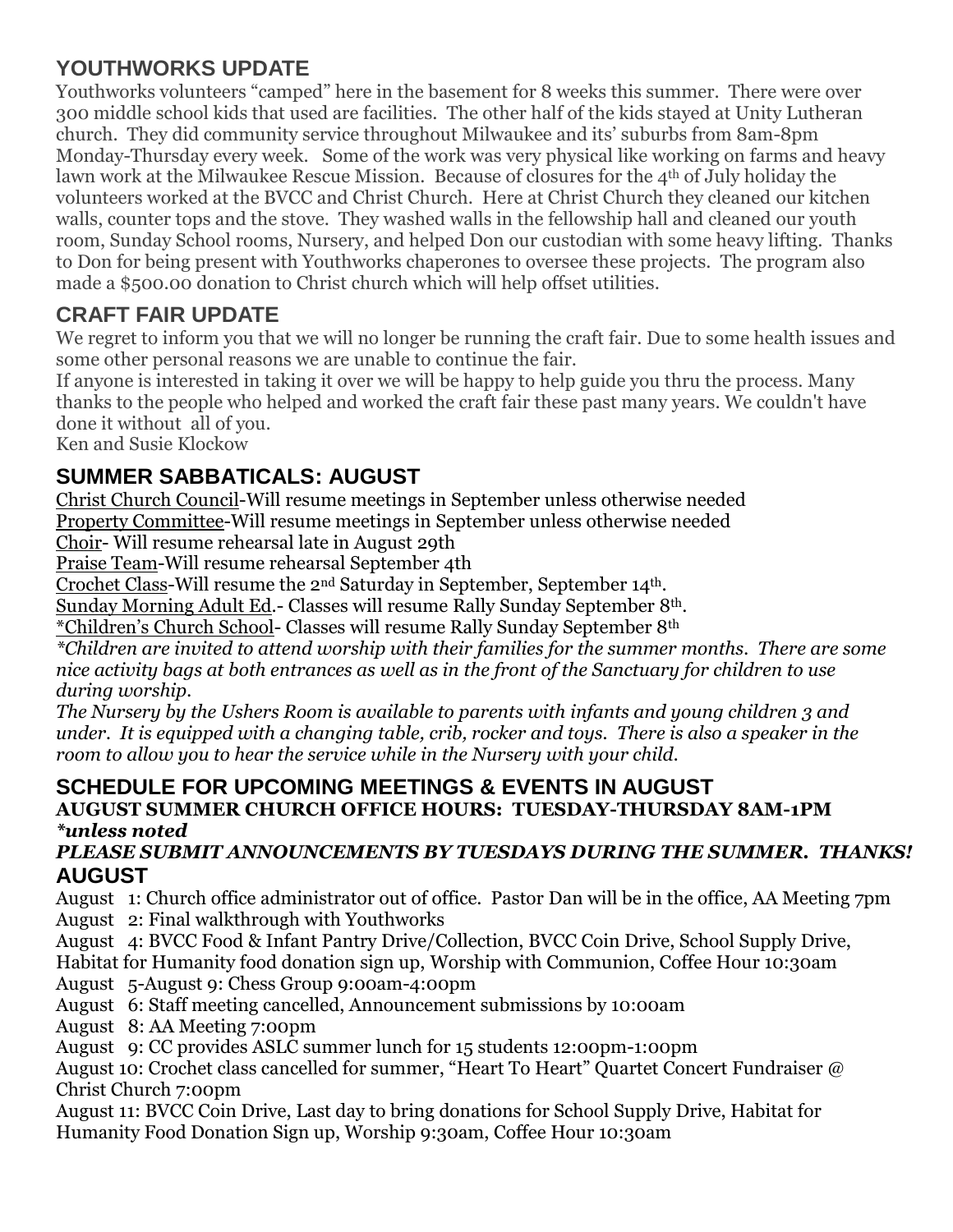## YOUTHWORKS UPDATE

Youthworks volunteers "camped" here in the basement for 8 weeks this summer. There were over 300 middle school kids that used are facilities. The other half of the kids stayed at Unity Lutheran church. They did community service throughout Milwaukee and its' suburbs from 8am-8pm Monday-Thursday every week. Some of the work was very physical like working on farms and heavy lawn work at the Milwaukee Rescue Mission. Because of closures for the 4th of July holiday the volunteers worked at the BVCC and Christ Church. Here at Christ Church they cleaned our kitchen walls, counter tops and the stove. They washed walls in the fellowship hall and cleaned our youth room, Sunday School rooms, Nursery, and helped Don our custodian with some heavy lifting. Thanks to Don for being present with Youthworks chaperones to oversee these projects. The program also made a $500.00 donation to Christ church which will help offset utilities.

## CRAFT FAIR UPDATE

We regret to inform you that we will no longer be running the craft fair. Due to some health issues and some other personal reasons we are unable to continue the fair.

If anyone is interested in taking it over we will be happy to help guide you thru the process. Many thanks to the people who helped and worked the craft fair these past many years. We couldn't have done it without all of you.

Ken and Susie Klockow

## SUMMER SABBATICALS: AUGUST

Christ Church Council-Will resume meetings in September unless otherwise needed

Property Committee-Will resume meetings in September unless otherwise needed

Choir- Will resume rehearsal late in August 29th

Praise Team-Will resume rehearsal September 4th

Crochet Class-Will resume the 2nd Saturday in September, September 14th.

Sunday Morning Adult Ed.- Classes will resume Rally Sunday September 8th.

*Children's Church School- Classes will resume Rally Sunday September 8th

*\*Children are invited to attend worship with their families for the summer months. There are some nice activity bags at both entrances as well as in the front of the Sanctuary for children to use during worship.*

*The Nursery by the Ushers Room is available to parents with infants and young children 3 and under. It is equipped with a changing table, crib, rocker and toys. There is also a speaker in the room to allow you to hear the service while in the Nursery with your child.*

## SCHEDULE FOR UPCOMING MEETINGS & EVENTS IN AUGUST

**AUGUST SUMMER CHURCH OFFICE HOURS: TUESDAY-THURSDAY 8AM-1PM**
***\*unless noted***

***PLEASE SUBMIT ANNOUNCEMENTS BY TUESDAYS DURING THE SUMMER. THANKS!***

## AUGUST

August 1: Church office administrator out of office. Pastor Dan will be in the office, AA Meeting 7pm

August 2: Final walkthrough with Youthworks

August 4: BVCC Food & Infant Pantry Drive/Collection, BVCC Coin Drive, School Supply Drive, Habitat for Humanity food donation sign up, Worship with Communion, Coffee Hour 10:30am

August 5-August 9: Chess Group 9:00am-4:00pm

August 6: Staff meeting cancelled, Announcement submissions by 10:00am

August 8: AA Meeting 7:00pm

August 9: CC provides ASLC summer lunch for 15 students 12:00pm-1:00pm

August 10: Crochet class cancelled for summer, "Heart To Heart" Quartet Concert Fundraiser @ Christ Church 7:00pm

August 11: BVCC Coin Drive, Last day to bring donations for School Supply Drive, Habitat for Humanity Food Donation Sign up, Worship 9:30am, Coffee Hour 10:30am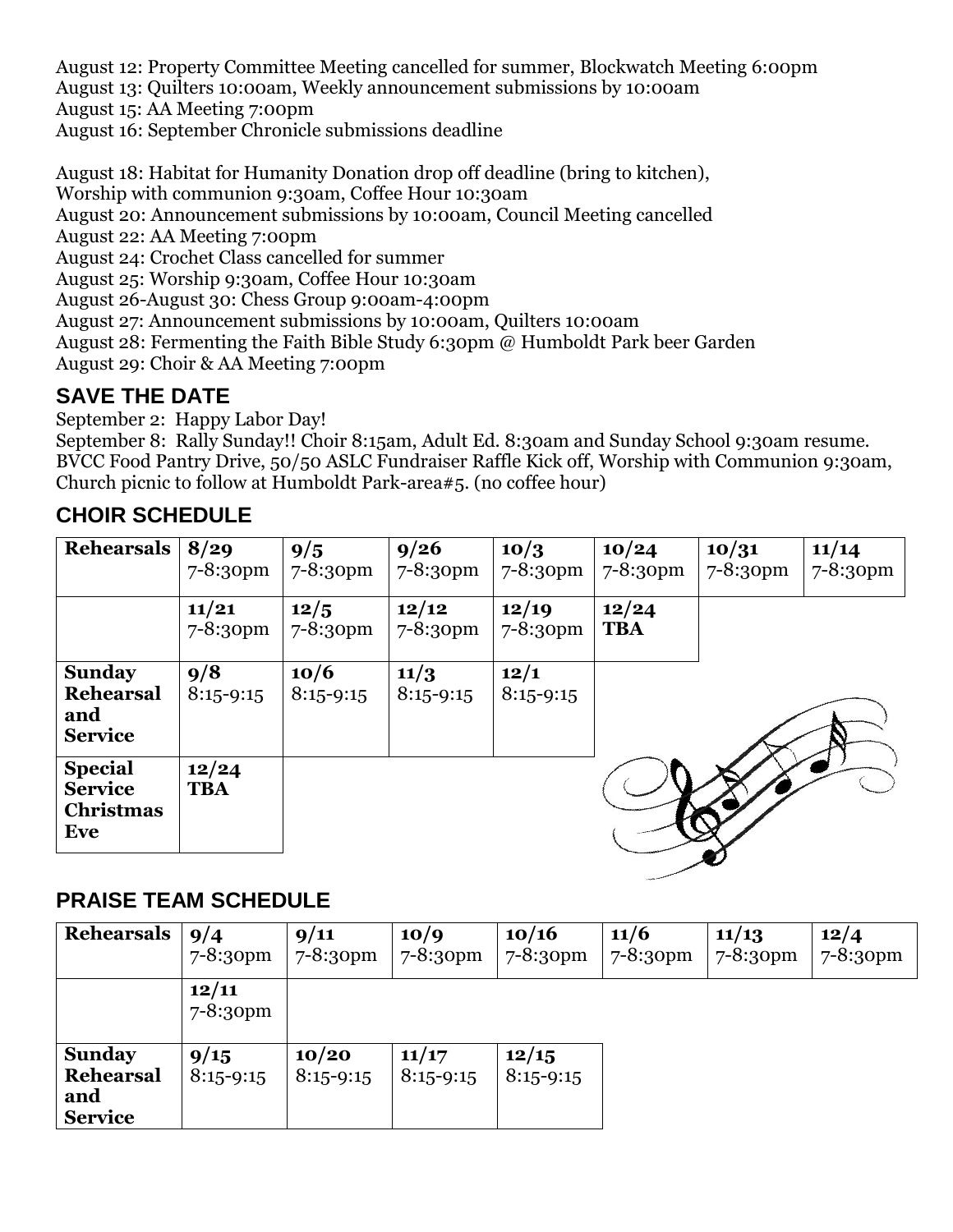August 12: Property Committee Meeting cancelled for summer, Blockwatch Meeting 6:00pm
August 13: Quilters 10:00am, Weekly announcement submissions by 10:00am
August 15: AA Meeting 7:00pm
August 16: September Chronicle submissions deadline

August 18: Habitat for Humanity Donation drop off deadline (bring to kitchen),
Worship with communion 9:30am, Coffee Hour 10:30am
August 20: Announcement submissions by 10:00am, Council Meeting cancelled
August 22: AA Meeting 7:00pm
August 24: Crochet Class cancelled for summer
August 25: Worship 9:30am, Coffee Hour 10:30am
August 26-August 30: Chess Group 9:00am-4:00pm
August 27: Announcement submissions by 10:00am, Quilters 10:00am
August 28: Fermenting the Faith Bible Study 6:30pm @ Humboldt Park beer Garden
August 29: Choir & AA Meeting 7:00pm

## SAVE THE DATE

September 2: Happy Labor Day!
September 8: Rally Sunday!! Choir 8:15am, Adult Ed. 8:30am and Sunday School 9:30am resume. BVCC Food Pantry Drive, 50/50 ASLC Fundraiser Raffle Kick off, Worship with Communion 9:30am, Church picnic to follow at Humboldt Park-area#5. (no coffee hour)

## CHOIR SCHEDULE

| **Rehearsals** | **8/29** 7-8:30pm | **9/5** 7-8:30pm | **9/26** 7-8:30pm | **10/3** 7-8:30pm | **10/24** 7-8:30pm | **10/31** 7-8:30pm | **11/14** 7-8:30pm |
|---|---|---|---|---|---|---|---|
| | **11/21** 7-8:30pm | **12/5** 7-8:30pm | **12/12** 7-8:30pm | **12/19** 7-8:30pm | **12/24** **TBA** | | |
| **Sunday Rehearsal and Service** | **9/8** 8:15-9:15 | **10/6** 8:15-9:15 | **11/3** 8:15-9:15 | **12/1** 8:15-9:15 | | | |
| **Special Service Christmas Eve** | **12/24** **TBA** | | | | | | |

## PRAISE TEAM SCHEDULE

| **Rehearsals** | **9/4** 7-8:30pm | **9/11** 7-8:30pm | **10/9** 7-8:30pm | **10/16** 7-8:30pm | **11/6** 7-8:30pm | **11/13** 7-8:30pm | **12/4** 7-8:30pm |
|---|---|---|---|---|---|---|---|
| | **12/11** 7-8:30pm | | | | | | |
| **Sunday Rehearsal and Service** | **9/15** 8:15-9:15 | **10/20** 8:15-9:15 | **11/17** 8:15-9:15 | **12/15** 8:15-9:15 | | | |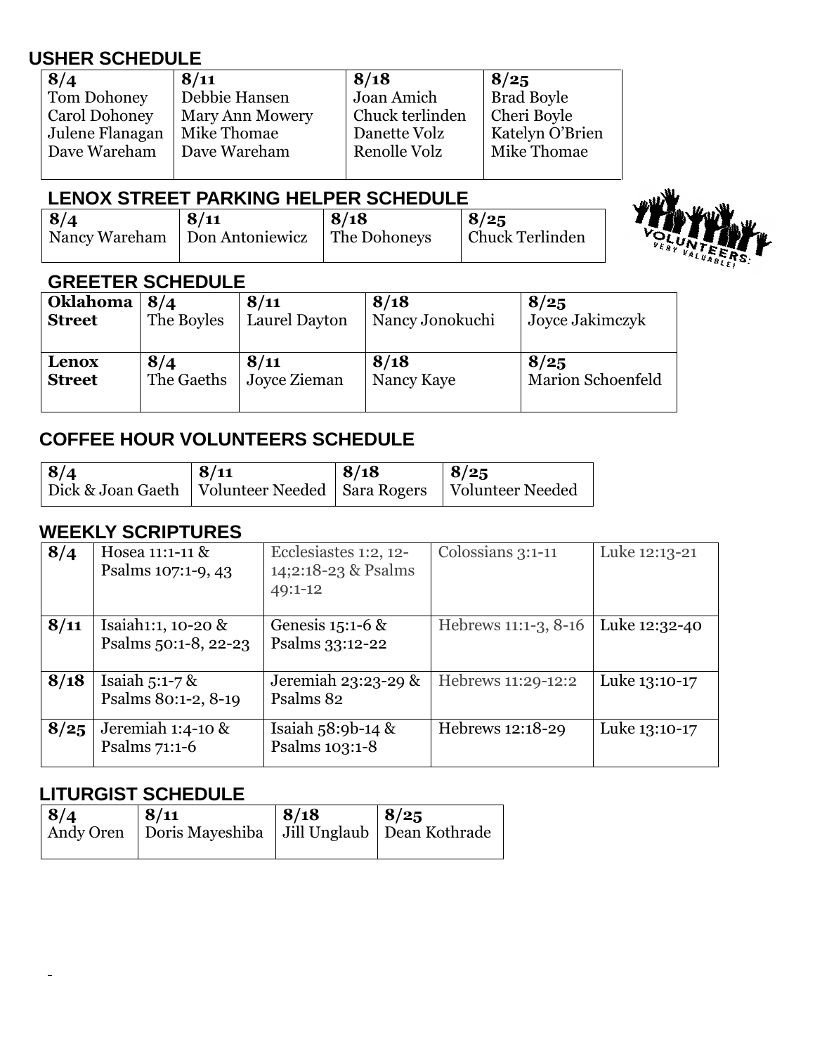## USHER SCHEDULE

| 8/4 | 8/11 | 8/18 | 8/25 |
|---|---|---|---|
| Tom Dohoney<br>Carol Dohoney<br>Julene Flanagan<br>Dave Wareham | Debbie Hansen<br>Mary Ann Mowery<br>Mike Thomae<br>Dave Wareham | Joan Amich<br>Chuck terlinden<br>Danette Volz<br>Renolle Volz | Brad Boyle<br>Cheri Boyle<br>Katelyn O'Brien<br>Mike Thomae |

## LENOX STREET PARKING HELPER SCHEDULE

| 8/4 | 8/11 | 8/18 | 8/25 |
|---|---|---|---|
| Nancy Wareham | Don Antoniewicz | The Dohoneys | Chuck Terlinden |

## GREETER SCHEDULE

| | | | | |
|---|---|---|---|---|
| **Oklahoma Street** | **8/4**<br>The Boyles | **8/11**<br>Laurel Dayton | **8/18**<br>Nancy Jonokuchi | **8/25**<br>Joyce Jakimczyk |
| **Lenox Street** | **8/4**<br>The Gaeths | **8/11**<br>Joyce Zieman | **8/18**<br>Nancy Kaye | **8/25**<br>Marion Schoenfeld |

## COFFEE HOUR VOLUNTEERS SCHEDULE

| 8/4 | 8/11 | 8/18 | 8/25 |
|---|---|---|---|
| Dick & Joan Gaeth | Volunteer Needed | Sara Rogers | Volunteer Needed |

## WEEKLY SCRIPTURES

| | | | | |
|---|---|---|---|---|
| **8/4** | Hosea 11:1-11 & Psalms 107:1-9, 43 | Ecclesiastes 1:2, 12-14;2:18-23 & Psalms 49:1-12 | Colossians 3:1-11 | Luke 12:13-21 |
| **8/11** | Isaiah1:1, 10-20 & Psalms 50:1-8, 22-23 | Genesis 15:1-6 & Psalms 33:12-22 | Hebrews 11:1-3, 8-16 | Luke 12:32-40 |
| **8/18** | Isaiah 5:1-7 & Psalms 80:1-2, 8-19 | Jeremiah 23:23-29 & Psalms 82 | Hebrews 11:29-12:2 | Luke 13:10-17 |
| **8/25** | Jeremiah 1:4-10 & Psalms 71:1-6 | Isaiah 58:9b-14 & Psalms 103:1-8 | Hebrews 12:18-29 | Luke 13:10-17 |

## LITURGIST SCHEDULE

| 8/4 | 8/11 | 8/18 | 8/25 |
|---|---|---|---|
| Andy Oren | Doris Mayeshiba | Jill Unglaub | Dean Kothrade |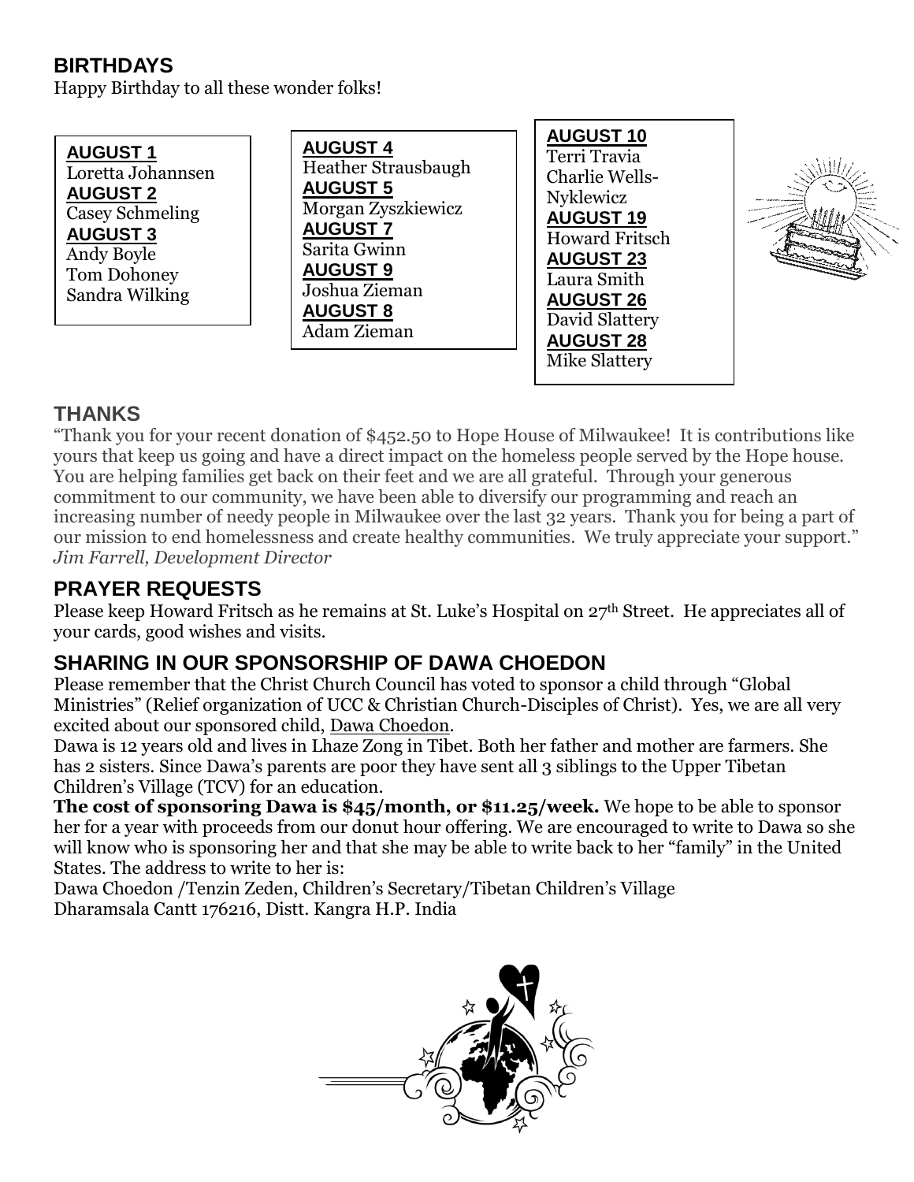## BIRTHDAYS

Happy Birthday to all these wonder folks!

**AUGUST 1**
Loretta Johannsen
**AUGUST 2**
Casey Schmeling
**AUGUST 3**
Andy Boyle
Tom Dohoney
Sandra Wilking

**AUGUST 4**
Heather Strausbaugh
**AUGUST 5**
Morgan Zyszkiewicz
**AUGUST 7**
Sarita Gwinn
**AUGUST 9**
Joshua Zieman
**AUGUST 8**
Adam Zieman

**AUGUST 10**
Terri Travia
Charlie Wells-Nyklewicz
**AUGUST 19**
Howard Fritsch
**AUGUST 23**
Laura Smith
**AUGUST 26**
David Slattery
**AUGUST 28**
Mike Slattery

## THANKS

"Thank you for your recent donation of $452.50 to Hope House of Milwaukee! It is contributions like yours that keep us going and have a direct impact on the homeless people served by the Hope house. You are helping families get back on their feet and we are all grateful. Through your generous commitment to our community, we have been able to diversify our programming and reach an increasing number of needy people in Milwaukee over the last 32 years. Thank you for being a part of our mission to end homelessness and create healthy communities. We truly appreciate your support."
*Jim Farrell, Development Director*

## PRAYER REQUESTS

Please keep Howard Fritsch as he remains at St. Luke's Hospital on 27th Street. He appreciates all of your cards, good wishes and visits.

## SHARING IN OUR SPONSORSHIP OF DAWA CHOEDON

Please remember that the Christ Church Council has voted to sponsor a child through "Global Ministries" (Relief organization of UCC & Christian Church-Disciples of Christ). Yes, we are all very excited about our sponsored child, Dawa Choedon.

Dawa is 12 years old and lives in Lhaze Zong in Tibet. Both her father and mother are farmers. She has 2 sisters. Since Dawa's parents are poor they have sent all 3 siblings to the Upper Tibetan Children's Village (TCV) for an education.

**The cost of sponsoring Dawa is $45/month, or $11.25/week.** We hope to be able to sponsor her for a year with proceeds from our donut hour offering. We are encouraged to write to Dawa so she will know who is sponsoring her and that she may be able to write back to her "family" in the United States. The address to write to her is:

Dawa Choedon /Tenzin Zeden, Children's Secretary/Tibetan Children's Village
Dharamsala Cantt 176216, Distt. Kangra H.P. India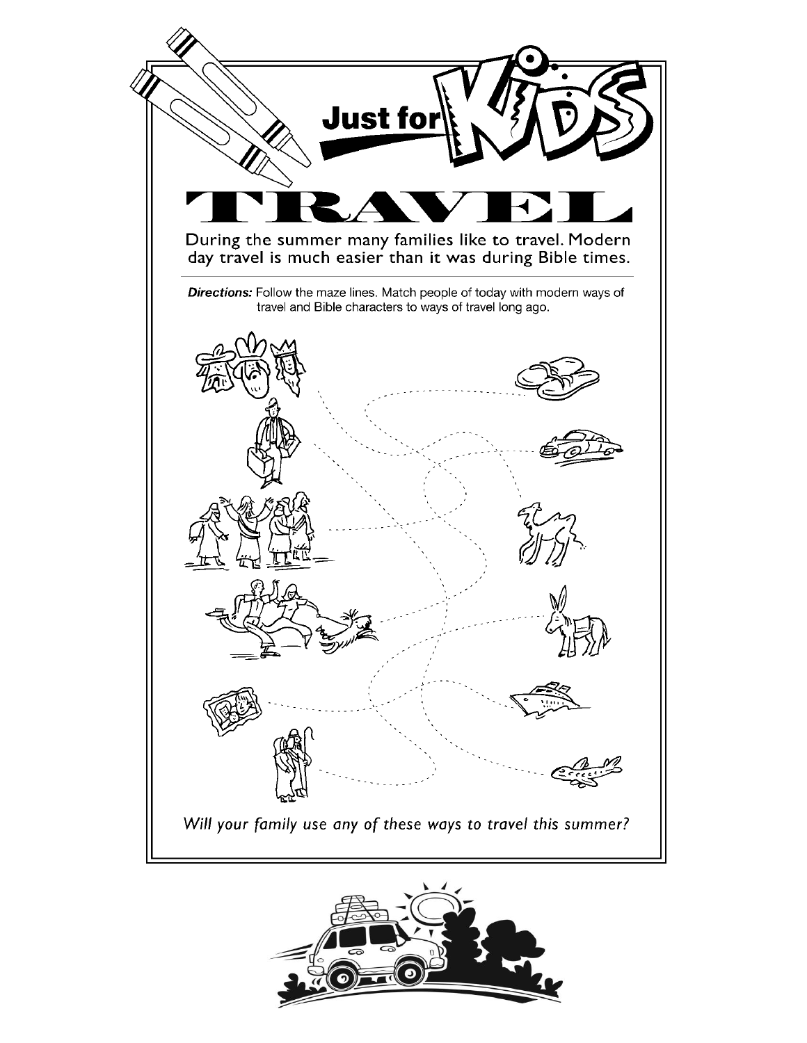# Just for Kids

## TRAVEL

During the summer many families like to travel. Modern day travel is much easier than it was during Bible times.

***Directions:*** Follow the maze lines. Match people of today with modern ways of travel and Bible characters to ways of travel long ago.

*Will your family use any of these ways to travel this summer?*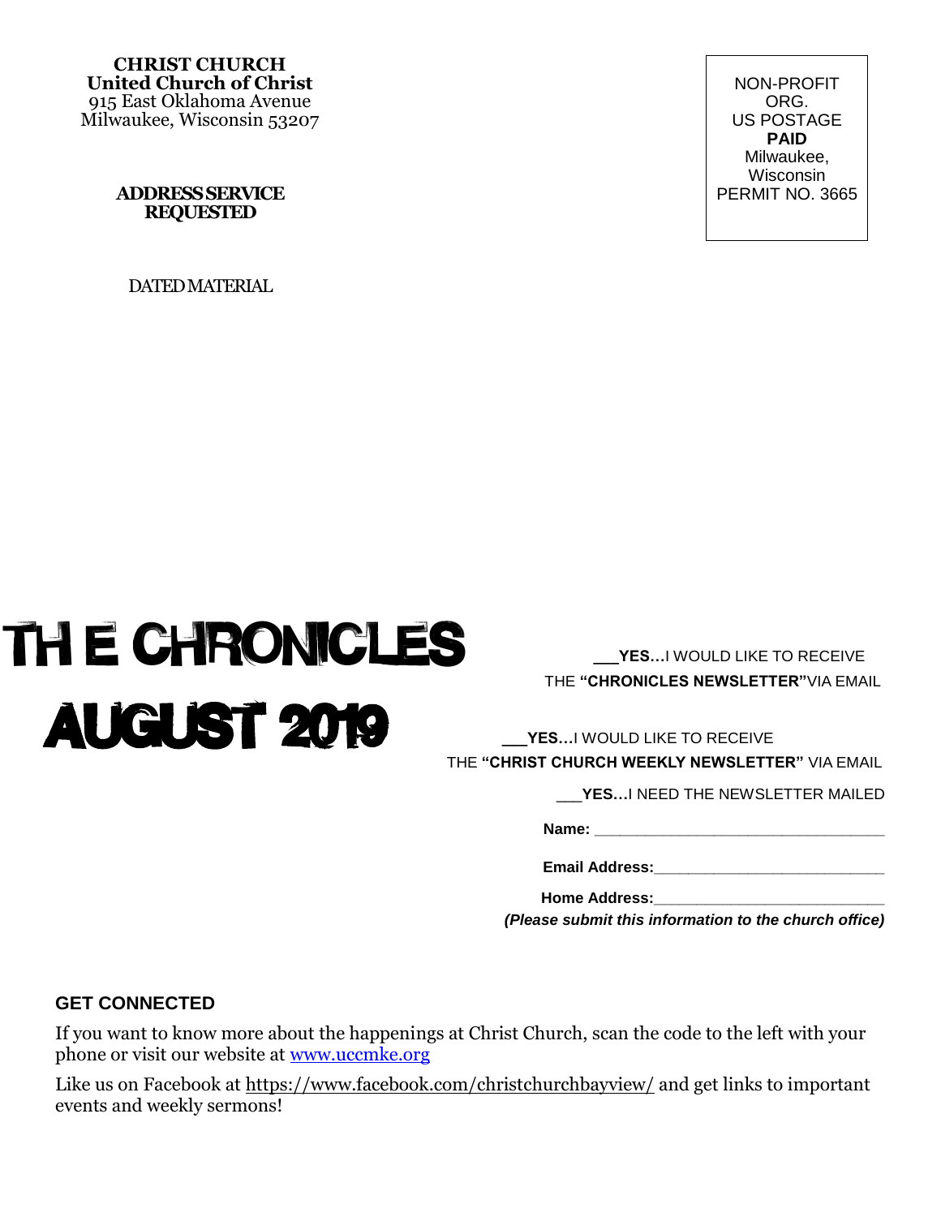**CHRIST CHURCH**
**United Church of Christ**
915 East Oklahoma Avenue
Milwaukee, Wisconsin 53207

**ADDRESS SERVICE REQUESTED**

DATED MATERIAL

NON-PROFIT ORG.
US POSTAGE
**PAID**
Milwaukee, Wisconsin
PERMIT NO. 3665

# THE CHRONICLES
# AUGUST 2019

___**YES…**I WOULD LIKE TO RECEIVE THE **"CHRONICLES NEWSLETTER"** VIA EMAIL

___**YES…**I WOULD LIKE TO RECEIVE THE **"CHRIST CHURCH WEEKLY NEWSLETTER"** VIA EMAIL

___**YES…**I NEED THE NEWSLETTER MAILED

**Name:** ________________________________

**Email Address:**__________________________

**Home Address:**__________________________

***(Please submit this information to the church office)***

## GET CONNECTED

If you want to know more about the happenings at Christ Church, scan the code to the left with your phone or visit our website at www.uccmke.org

Like us on Facebook at https://www.facebook.com/christchurchbayview/ and get links to important events and weekly sermons!